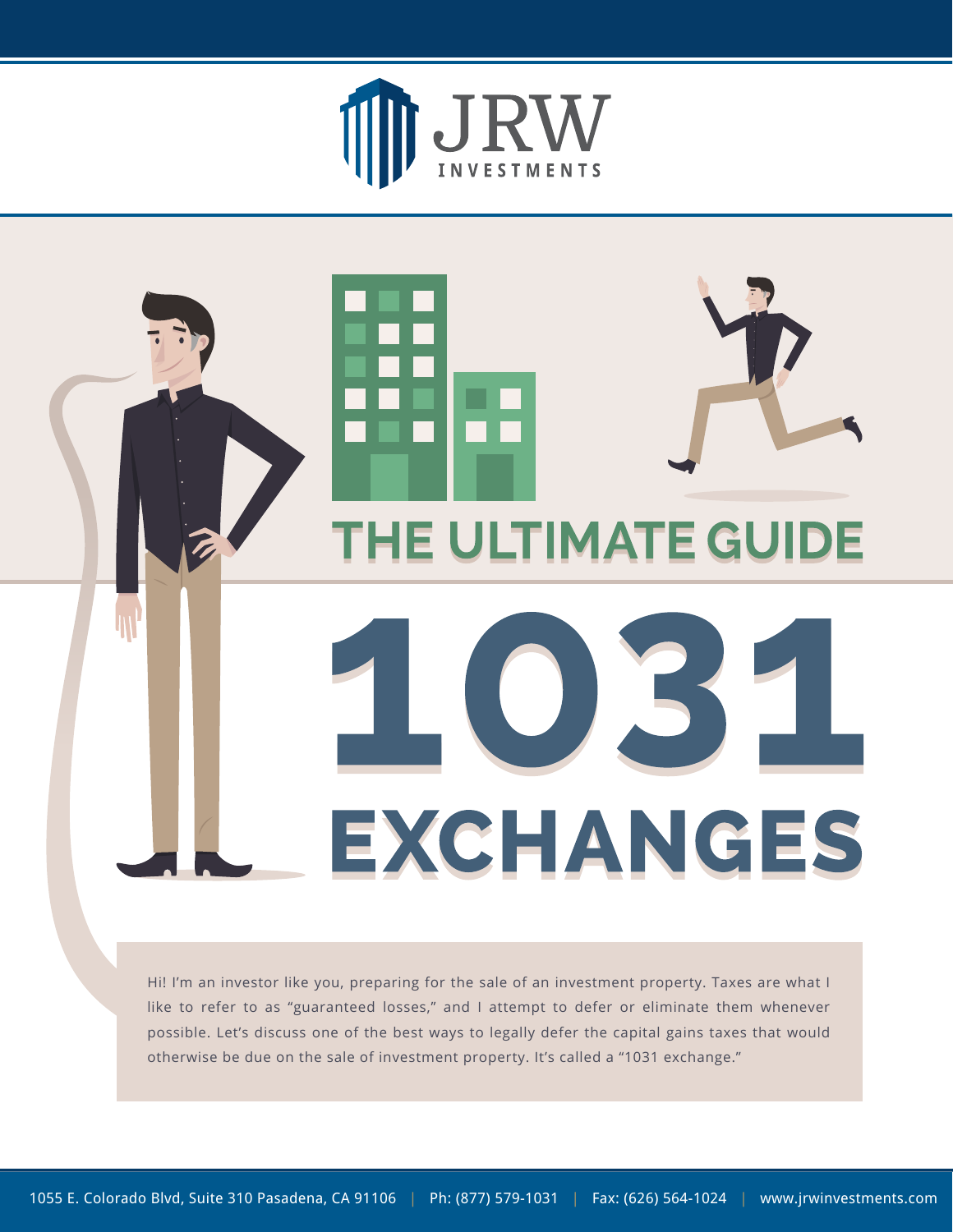JRW INVESTMENTS

# THE ULTIMATE GUIDE

# 1031 EXCHANGES

Hi! I'm an investor like you, preparing for the sale of an investment property. Taxes are what I like to refer to as "guaranteed losses," and I attempt to defer or eliminate them whenever possible. Let's discuss one of the best ways to legally defer the capital gains taxes that would otherwise be due on the sale of investment property. It's called a "1031 exchange."

1055 E. Colorado Blvd, Suite 310 Pasadena, CA 91106 | Ph: (877) 579-1031 | Fax: (626) 564-1024 | www.jrwinvestments.com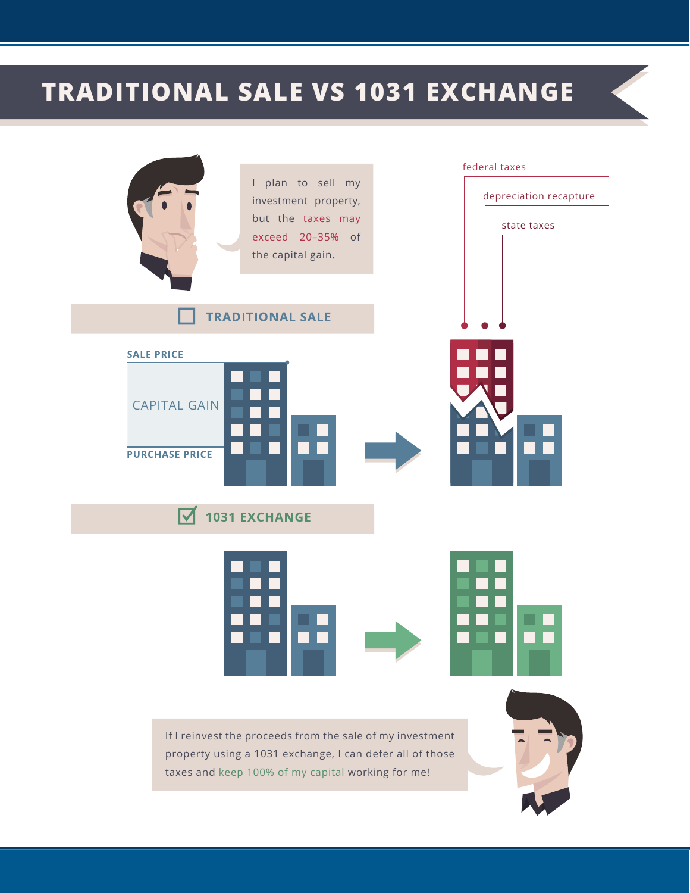# TRADITIONAL SALE VS 1031 EXCHANGE

I plan to sell my investment property, but the taxes may exceed 20–35% of the capital gain.

federal taxes

depreciation recapture

state taxes

## ☐ TRADITIONAL SALE

SALE PRICE

CAPITAL GAIN

PURCHASE PRICE

## ☑ 1031 EXCHANGE

If I reinvest the proceeds from the sale of my investment property using a 1031 exchange, I can defer all of those taxes and keep 100% of my capital working for me!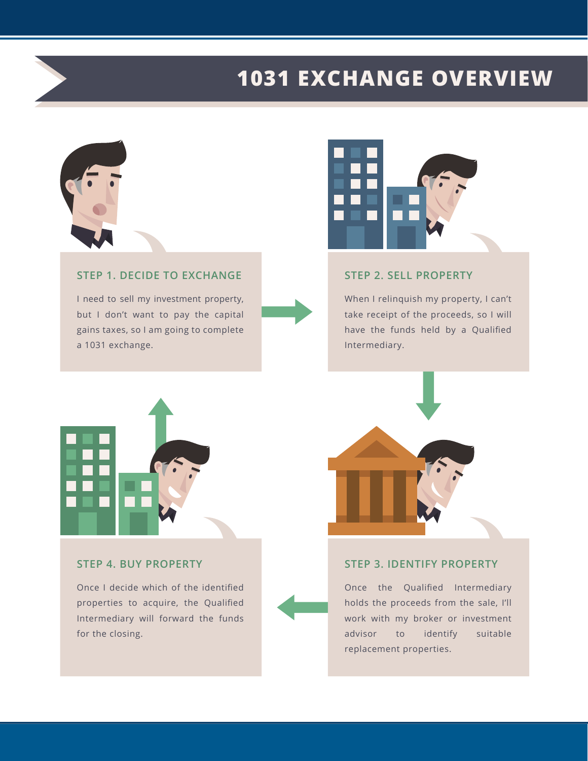# 1031 EXCHANGE OVERVIEW

### STEP 1. DECIDE TO EXCHANGE

I need to sell my investment property, but I don't want to pay the capital gains taxes, so I am going to complete a 1031 exchange.

### STEP 2. SELL PROPERTY

When I relinquish my property, I can't take receipt of the proceeds, so I will have the funds held by a Qualified Intermediary.

### STEP 3. IDENTIFY PROPERTY

Once the Qualified Intermediary holds the proceeds from the sale, I'll work with my broker or investment advisor to identify suitable replacement properties.

### STEP 4. BUY PROPERTY

Once I decide which of the identified properties to acquire, the Qualified Intermediary will forward the funds for the closing.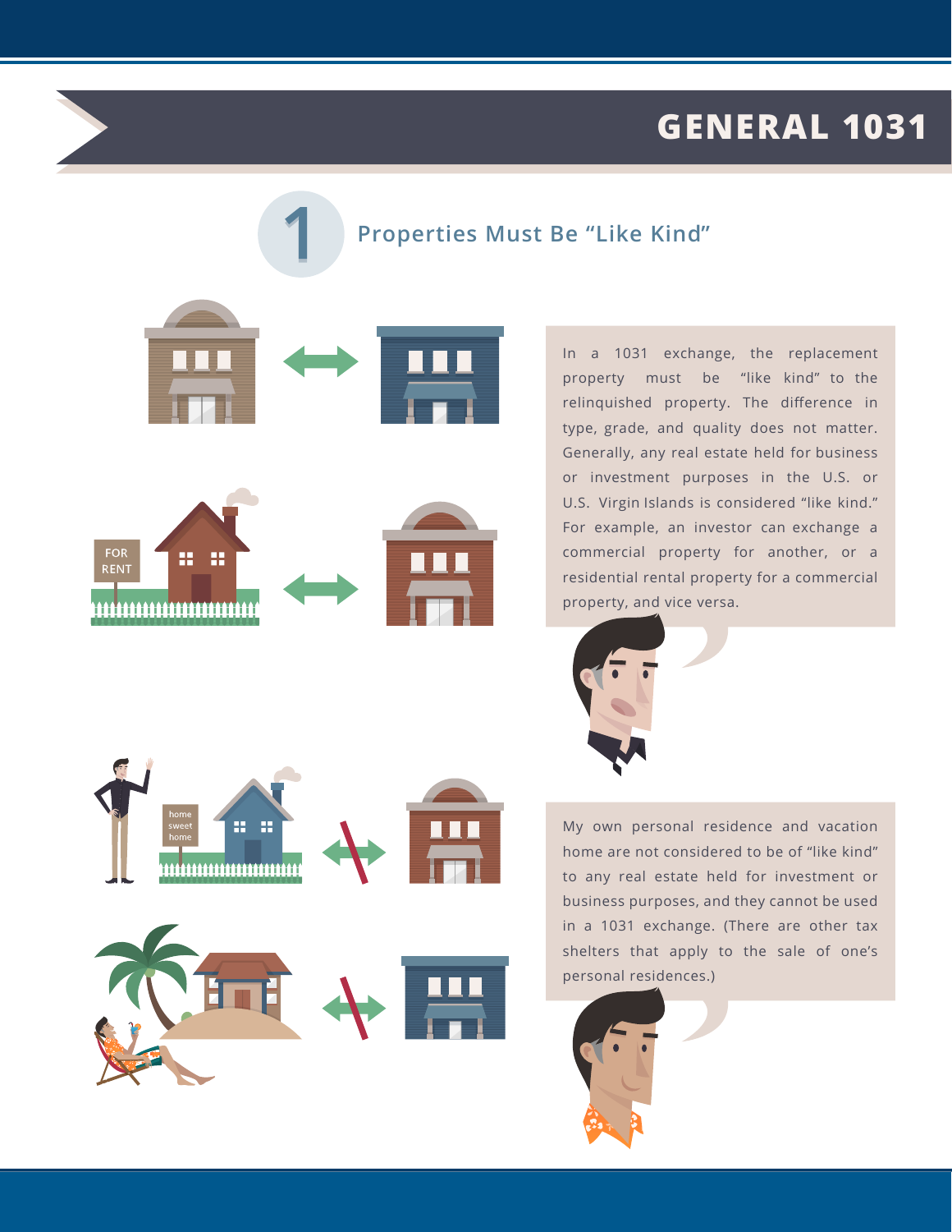# GENERAL 1031

## 1 Properties Must Be “Like Kind”

In a 1031 exchange, the replacement property must be “like kind” to the relinquished property. The difference in type, grade, and quality does not matter. Generally, any real estate held for business or investment purposes in the U.S. or U.S. Virgin Islands is considered “like kind.” For example, an investor can exchange a commercial property for another, or a residential rental property for a commercial property, and vice versa.

My own personal residence and vacation home are not considered to be of “like kind” to any real estate held for investment or business purposes, and they cannot be used in a 1031 exchange. (There are other tax shelters that apply to the sale of one’s personal residences.)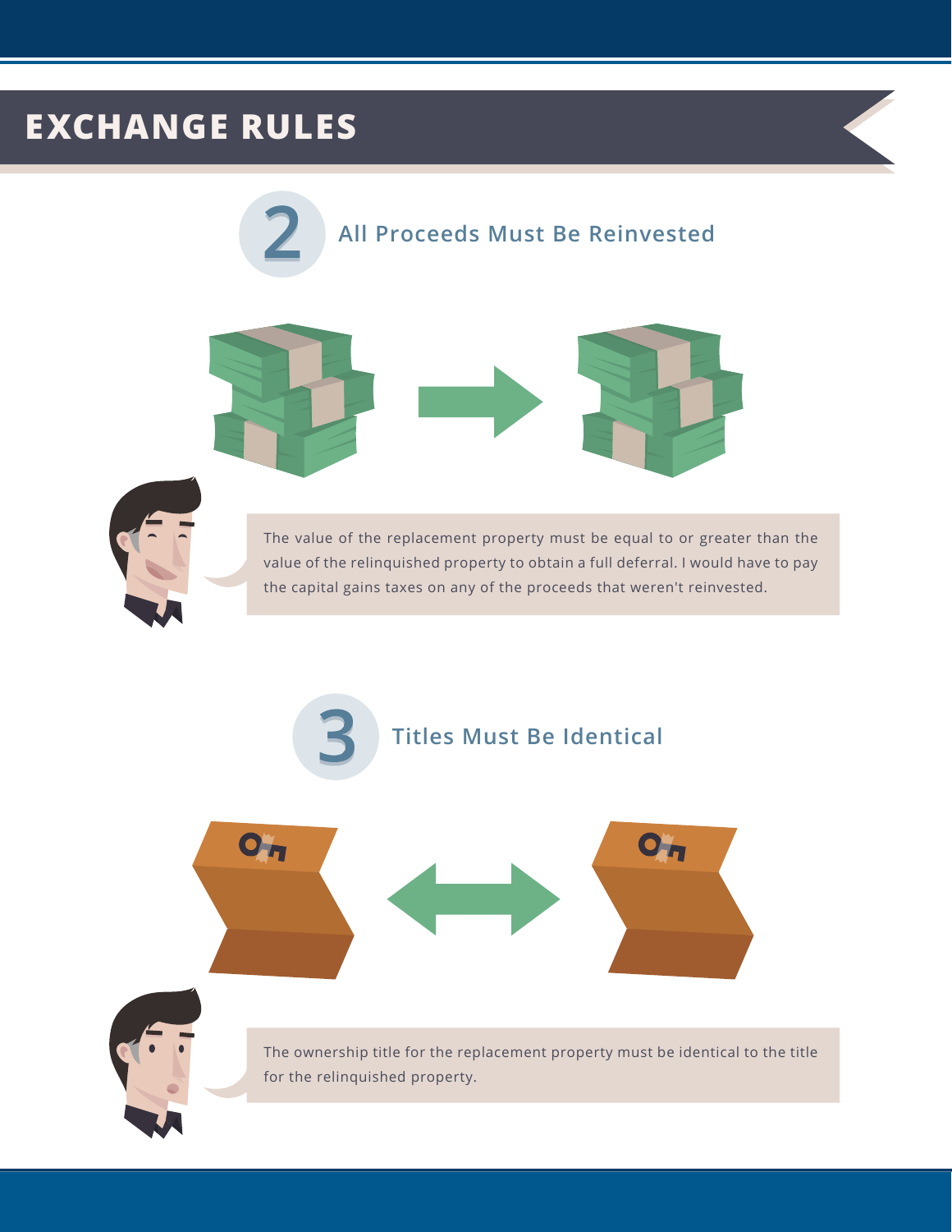# EXCHANGE RULES

## 2 All Proceeds Must Be Reinvested

The value of the replacement property must be equal to or greater than the value of the relinquished property to obtain a full deferral. I would have to pay the capital gains taxes on any of the proceeds that weren't reinvested.

## 3 Titles Must Be Identical

The ownership title for the replacement property must be identical to the title for the relinquished property.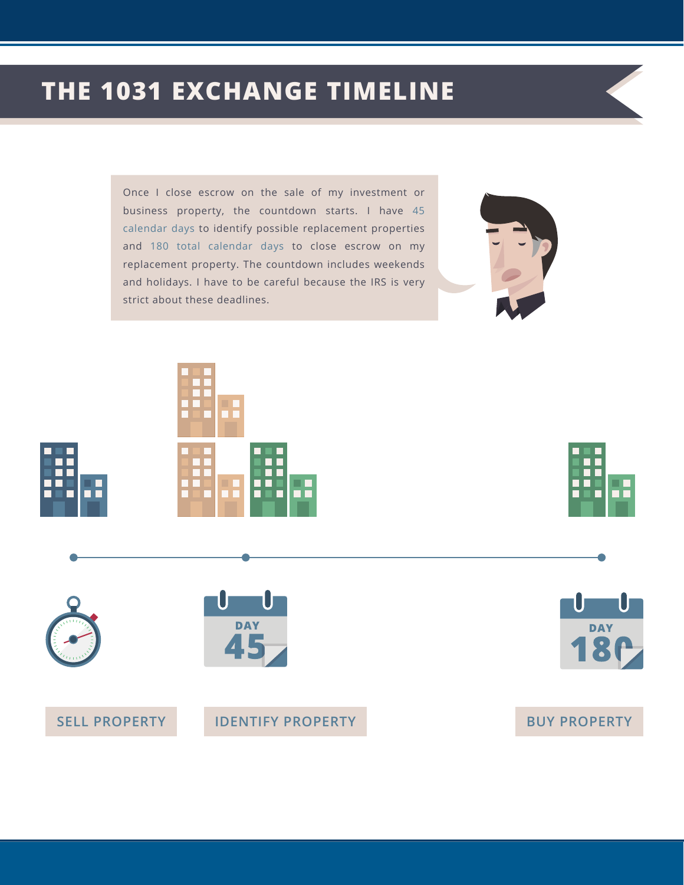# THE 1031 EXCHANGE TIMELINE

Once I close escrow on the sale of my investment or business property, the countdown starts. I have 45 calendar days to identify possible replacement properties and 180 total calendar days to close escrow on my replacement property. The countdown includes weekends and holidays. I have to be careful because the IRS is very strict about these deadlines.

DAY 45

DAY 180

SELL PROPERTY

IDENTIFY PROPERTY

BUY PROPERTY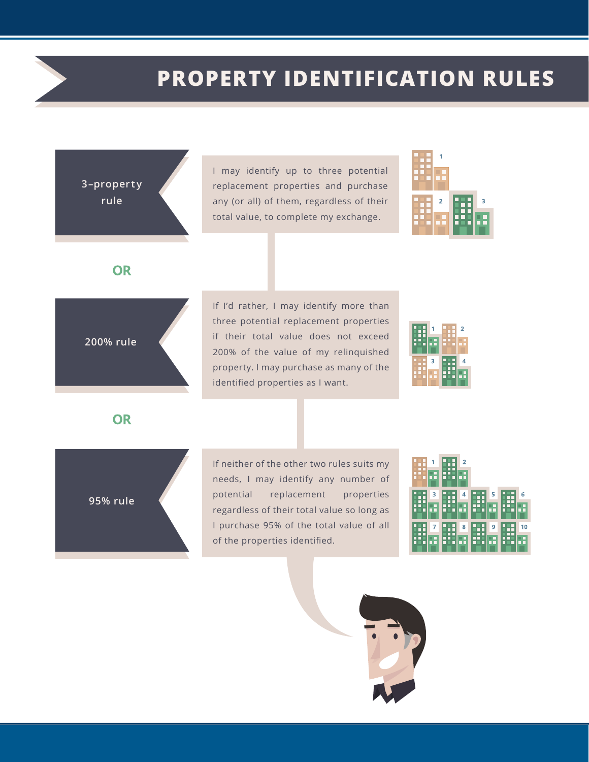# PROPERTY IDENTIFICATION RULES

**3-property rule**

I may identify up to three potential replacement properties and purchase any (or all) of them, regardless of their total value, to complete my exchange.

**OR**

**200% rule**

If I'd rather, I may identify more than three potential replacement properties if their total value does not exceed 200% of the value of my relinquished property. I may purchase as many of the identified properties as I want.

**OR**

**95% rule**

If neither of the other two rules suits my needs, I may identify any number of potential replacement properties regardless of their total value so long as I purchase 95% of the total value of all of the properties identified.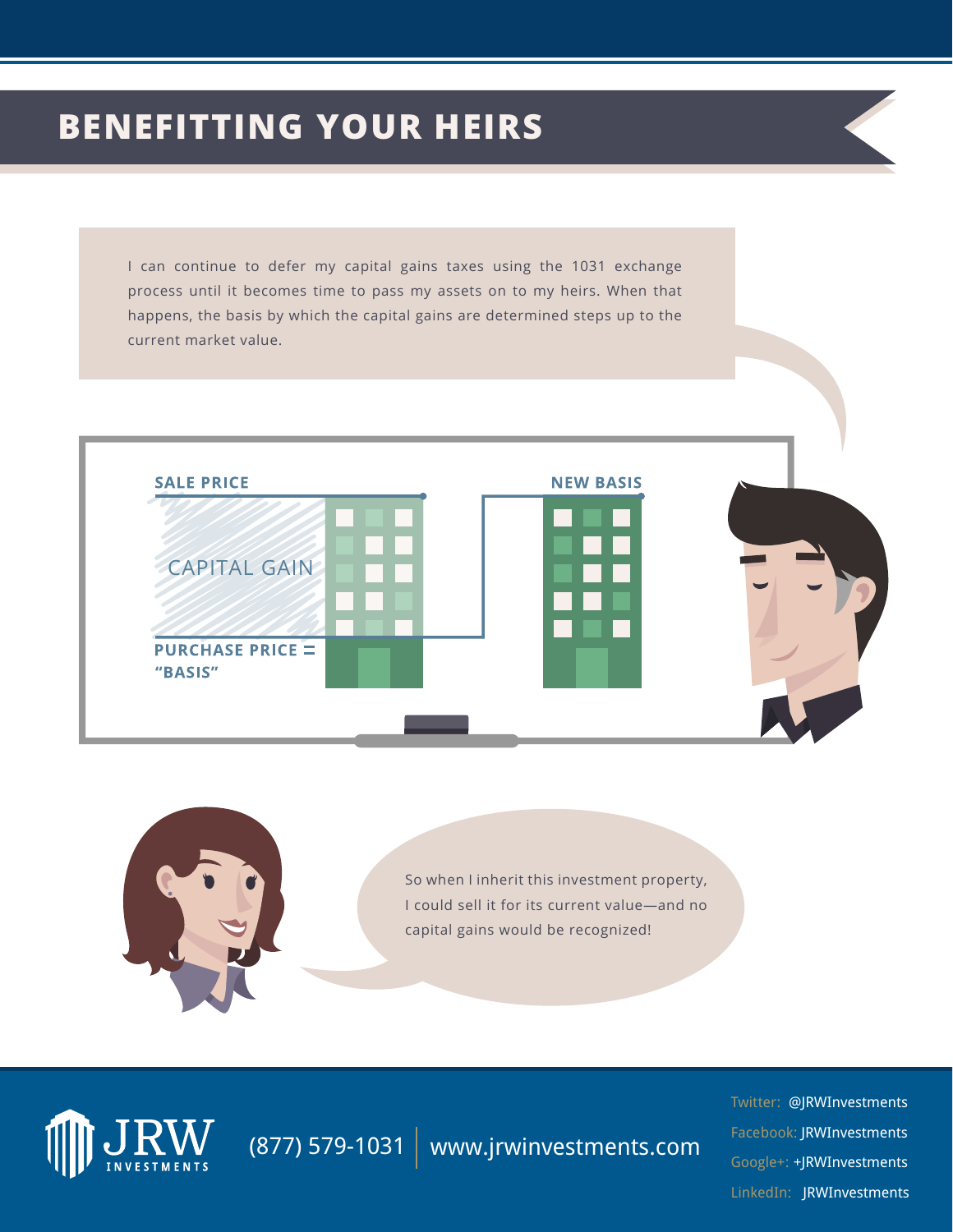# BENEFITTING YOUR HEIRS

I can continue to defer my capital gains taxes using the 1031 exchange process until it becomes time to pass my assets on to my heirs. When that happens, the basis by which the capital gains are determined steps up to the current market value.

SALE PRICE

CAPITAL GAIN

PURCHASE PRICE = "BASIS"

NEW BASIS

So when I inherit this investment property, I could sell it for its current value—and no capital gains would be recognized!

JRW INVESTMENTS

(877) 579-1031 | www.jrwinvestments.com

Twitter: @JRWInvestments
Facebook: JRWInvestments
Google+: +JRWInvestments
LinkedIn: JRWInvestments